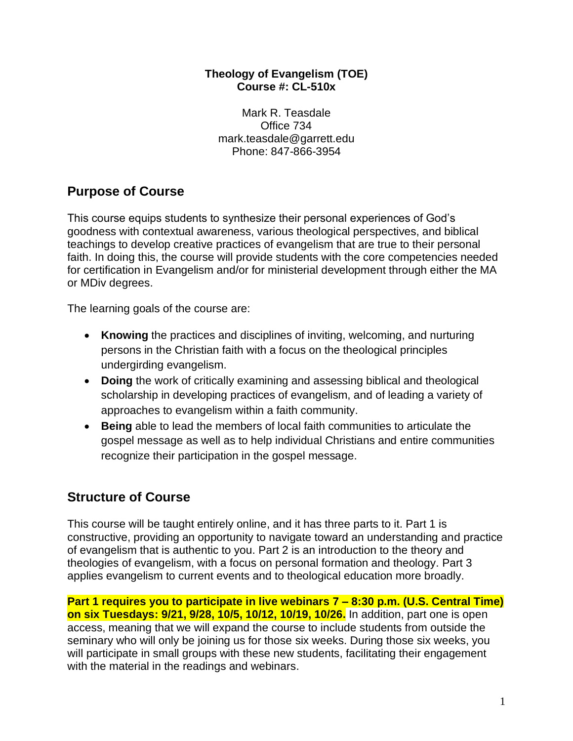**Theology of Evangelism (TOE)**
**Course #: CL-510x**

Mark R. Teasdale
Office 734
mark.teasdale@garrett.edu
Phone: 847-866-3954

## Purpose of Course

This course equips students to synthesize their personal experiences of God's goodness with contextual awareness, various theological perspectives, and biblical teachings to develop creative practices of evangelism that are true to their personal faith. In doing this, the course will provide students with the core competencies needed for certification in Evangelism and/or for ministerial development through either the MA or MDiv degrees.

The learning goals of the course are:

- **Knowing** the practices and disciplines of inviting, welcoming, and nurturing persons in the Christian faith with a focus on the theological principles undergirding evangelism.
- **Doing** the work of critically examining and assessing biblical and theological scholarship in developing practices of evangelism, and of leading a variety of approaches to evangelism within a faith community.
- **Being** able to lead the members of local faith communities to articulate the gospel message as well as to help individual Christians and entire communities recognize their participation in the gospel message.

## Structure of Course

This course will be taught entirely online, and it has three parts to it. Part 1 is constructive, providing an opportunity to navigate toward an understanding and practice of evangelism that is authentic to you. Part 2 is an introduction to the theory and theologies of evangelism, with a focus on personal formation and theology. Part 3 applies evangelism to current events and to theological education more broadly.

**Part 1 requires you to participate in live webinars 7 – 8:30 p.m. (U.S. Central Time) on six Tuesdays: 9/21, 9/28, 10/5, 10/12, 10/19, 10/26.** In addition, part one is open access, meaning that we will expand the course to include students from outside the seminary who will only be joining us for those six weeks. During those six weeks, you will participate in small groups with these new students, facilitating their engagement with the material in the readings and webinars.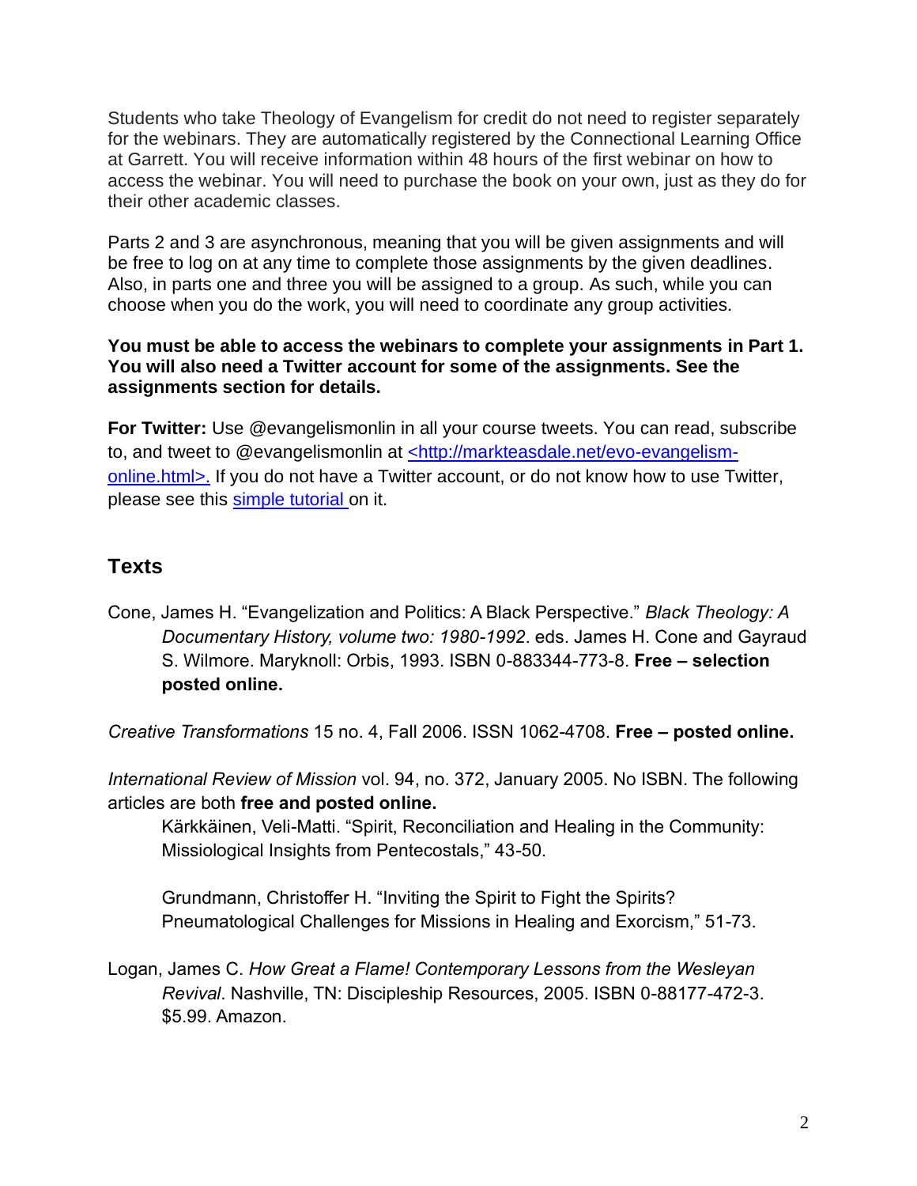Students who take Theology of Evangelism for credit do not need to register separately for the webinars. They are automatically registered by the Connectional Learning Office at Garrett. You will receive information within 48 hours of the first webinar on how to access the webinar. You will need to purchase the book on your own, just as they do for their other academic classes.

Parts 2 and 3 are asynchronous, meaning that you will be given assignments and will be free to log on at any time to complete those assignments by the given deadlines. Also, in parts one and three you will be assigned to a group. As such, while you can choose when you do the work, you will need to coordinate any group activities.

**You must be able to access the webinars to complete your assignments in Part 1. You will also need a Twitter account for some of the assignments. See the assignments section for details.**

**For Twitter:** Use @evangelismonlin in all your course tweets. You can read, subscribe to, and tweet to @evangelismonlin at <http://markteasdale.net/evo-evangelism-online.html>. If you do not have a Twitter account, or do not know how to use Twitter, please see this simple tutorial on it.

## Texts

Cone, James H. "Evangelization and Politics: A Black Perspective." *Black Theology: A Documentary History, volume two: 1980-1992*. eds. James H. Cone and Gayraud S. Wilmore. Maryknoll: Orbis, 1993. ISBN 0-883344-773-8. **Free – selection posted online.**

*Creative Transformations* 15 no. 4, Fall 2006. ISSN 1062-4708. **Free – posted online.**

*International Review of Mission* vol. 94, no. 372, January 2005. No ISBN. The following articles are both **free and posted online.**

Kärkkäinen, Veli-Matti. "Spirit, Reconciliation and Healing in the Community: Missiological Insights from Pentecostals," 43-50.

Grundmann, Christoffer H. "Inviting the Spirit to Fight the Spirits? Pneumatological Challenges for Missions in Healing and Exorcism," 51-73.

Logan, James C. *How Great a Flame! Contemporary Lessons from the Wesleyan Revival*. Nashville, TN: Discipleship Resources, 2005. ISBN 0-88177-472-3. $5.99. Amazon.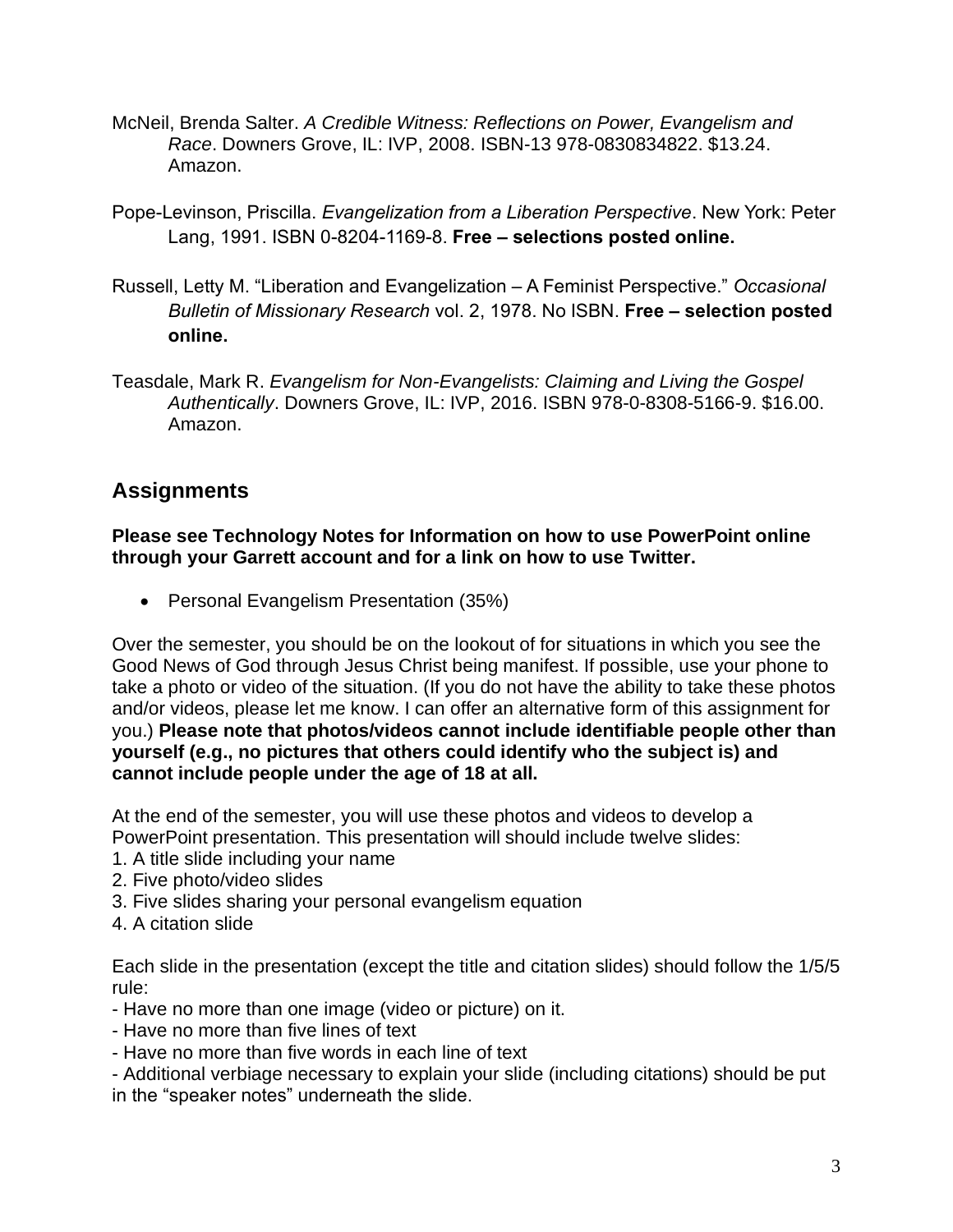McNeil, Brenda Salter. *A Credible Witness: Reflections on Power, Evangelism and Race*. Downers Grove, IL: IVP, 2008. ISBN-13 978-0830834822. $13.24. Amazon.

Pope-Levinson, Priscilla. *Evangelization from a Liberation Perspective*. New York: Peter Lang, 1991. ISBN 0-8204-1169-8. **Free – selections posted online.**

Russell, Letty M. "Liberation and Evangelization – A Feminist Perspective." *Occasional Bulletin of Missionary Research* vol. 2, 1978. No ISBN. **Free – selection posted online.**

Teasdale, Mark R. *Evangelism for Non-Evangelists: Claiming and Living the Gospel Authentically*. Downers Grove, IL: IVP, 2016. ISBN 978-0-8308-5166-9. $16.00. Amazon.

## Assignments

**Please see Technology Notes for Information on how to use PowerPoint online through your Garrett account and for a link on how to use Twitter.**

- Personal Evangelism Presentation (35%)

Over the semester, you should be on the lookout of for situations in which you see the Good News of God through Jesus Christ being manifest. If possible, use your phone to take a photo or video of the situation. (If you do not have the ability to take these photos and/or videos, please let me know. I can offer an alternative form of this assignment for you.) **Please note that photos/videos cannot include identifiable people other than yourself (e.g., no pictures that others could identify who the subject is) and cannot include people under the age of 18 at all.**

At the end of the semester, you will use these photos and videos to develop a PowerPoint presentation. This presentation will should include twelve slides:
1. A title slide including your name
2. Five photo/video slides
3. Five slides sharing your personal evangelism equation
4. A citation slide

Each slide in the presentation (except the title and citation slides) should follow the 1/5/5 rule:
- Have no more than one image (video or picture) on it.
- Have no more than five lines of text
- Have no more than five words in each line of text
- Additional verbiage necessary to explain your slide (including citations) should be put in the "speaker notes" underneath the slide.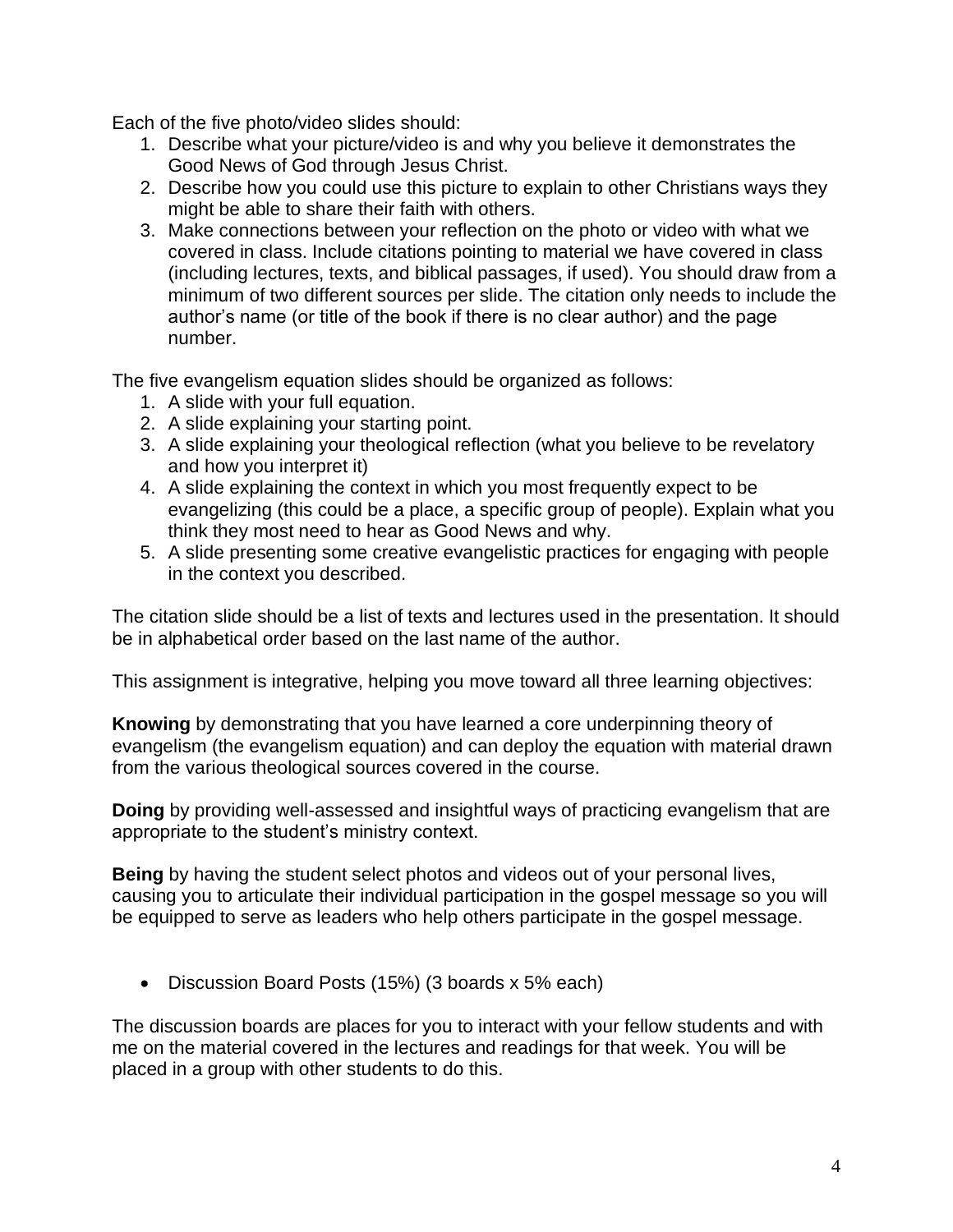Each of the five photo/video slides should:

1. Describe what your picture/video is and why you believe it demonstrates the Good News of God through Jesus Christ.
2. Describe how you could use this picture to explain to other Christians ways they might be able to share their faith with others.
3. Make connections between your reflection on the photo or video with what we covered in class. Include citations pointing to material we have covered in class (including lectures, texts, and biblical passages, if used). You should draw from a minimum of two different sources per slide. The citation only needs to include the author's name (or title of the book if there is no clear author) and the page number.

The five evangelism equation slides should be organized as follows:

1. A slide with your full equation.
2. A slide explaining your starting point.
3. A slide explaining your theological reflection (what you believe to be revelatory and how you interpret it)
4. A slide explaining the context in which you most frequently expect to be evangelizing (this could be a place, a specific group of people). Explain what you think they most need to hear as Good News and why.
5. A slide presenting some creative evangelistic practices for engaging with people in the context you described.

The citation slide should be a list of texts and lectures used in the presentation. It should be in alphabetical order based on the last name of the author.

This assignment is integrative, helping you move toward all three learning objectives:

**Knowing** by demonstrating that you have learned a core underpinning theory of evangelism (the evangelism equation) and can deploy the equation with material drawn from the various theological sources covered in the course.

**Doing** by providing well-assessed and insightful ways of practicing evangelism that are appropriate to the student's ministry context.

**Being** by having the student select photos and videos out of your personal lives, causing you to articulate their individual participation in the gospel message so you will be equipped to serve as leaders who help others participate in the gospel message.

- Discussion Board Posts (15%) (3 boards x 5% each)

The discussion boards are places for you to interact with your fellow students and with me on the material covered in the lectures and readings for that week. You will be placed in a group with other students to do this.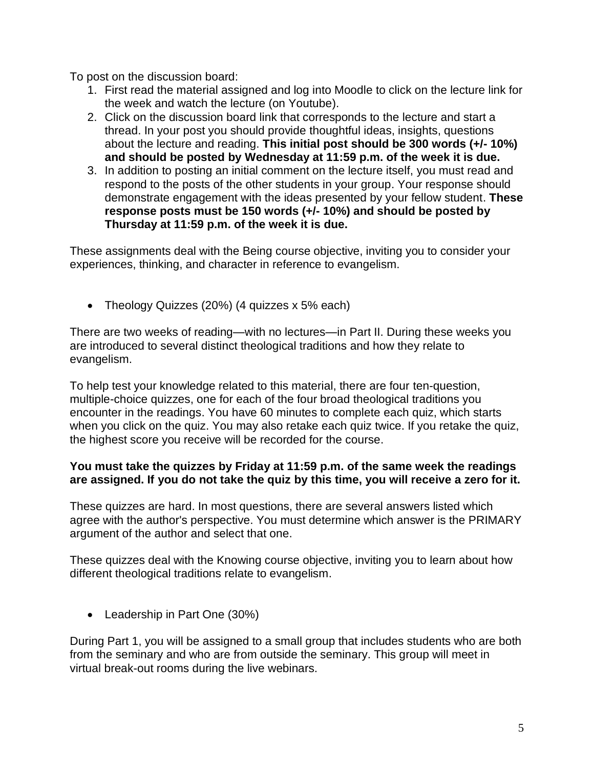To post on the discussion board:

1. First read the material assigned and log into Moodle to click on the lecture link for the week and watch the lecture (on Youtube).
2. Click on the discussion board link that corresponds to the lecture and start a thread. In your post you should provide thoughtful ideas, insights, questions about the lecture and reading. **This initial post should be 300 words (+/- 10%) and should be posted by Wednesday at 11:59 p.m. of the week it is due.**
3. In addition to posting an initial comment on the lecture itself, you must read and respond to the posts of the other students in your group. Your response should demonstrate engagement with the ideas presented by your fellow student. **These response posts must be 150 words (+/- 10%) and should be posted by Thursday at 11:59 p.m. of the week it is due.**

These assignments deal with the Being course objective, inviting you to consider your experiences, thinking, and character in reference to evangelism.

- Theology Quizzes (20%) (4 quizzes x 5% each)

There are two weeks of reading—with no lectures—in Part II. During these weeks you are introduced to several distinct theological traditions and how they relate to evangelism.

To help test your knowledge related to this material, there are four ten-question, multiple-choice quizzes, one for each of the four broad theological traditions you encounter in the readings. You have 60 minutes to complete each quiz, which starts when you click on the quiz. You may also retake each quiz twice. If you retake the quiz, the highest score you receive will be recorded for the course.

**You must take the quizzes by Friday at 11:59 p.m. of the same week the readings are assigned. If you do not take the quiz by this time, you will receive a zero for it.**

These quizzes are hard. In most questions, there are several answers listed which agree with the author's perspective. You must determine which answer is the PRIMARY argument of the author and select that one.

These quizzes deal with the Knowing course objective, inviting you to learn about how different theological traditions relate to evangelism.

- Leadership in Part One (30%)

During Part 1, you will be assigned to a small group that includes students who are both from the seminary and who are from outside the seminary. This group will meet in virtual break-out rooms during the live webinars.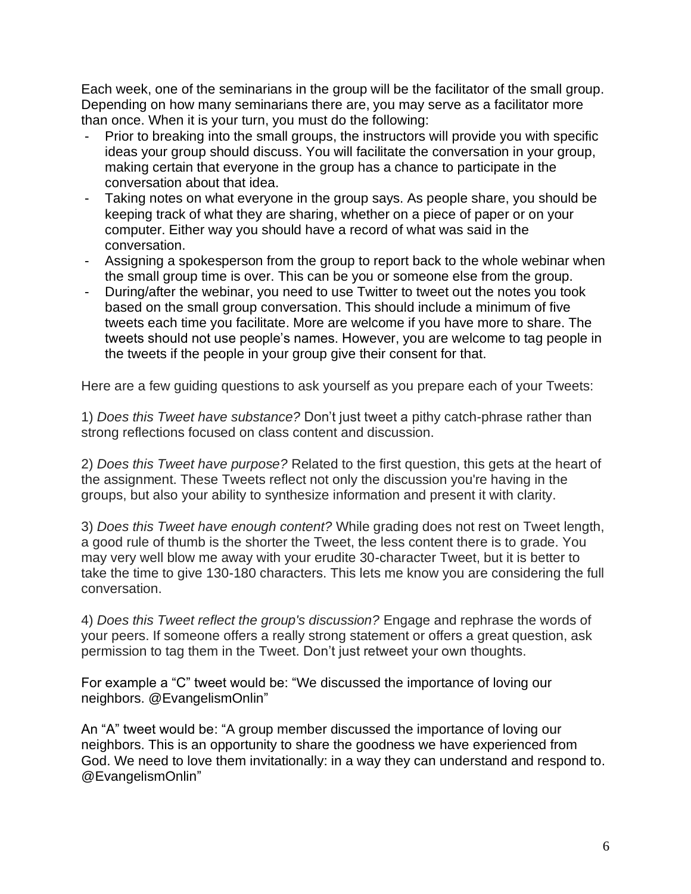Each week, one of the seminarians in the group will be the facilitator of the small group. Depending on how many seminarians there are, you may serve as a facilitator more than once. When it is your turn, you must do the following:

- Prior to breaking into the small groups, the instructors will provide you with specific ideas your group should discuss. You will facilitate the conversation in your group, making certain that everyone in the group has a chance to participate in the conversation about that idea.
- Taking notes on what everyone in the group says. As people share, you should be keeping track of what they are sharing, whether on a piece of paper or on your computer. Either way you should have a record of what was said in the conversation.
- Assigning a spokesperson from the group to report back to the whole webinar when the small group time is over. This can be you or someone else from the group.
- During/after the webinar, you need to use Twitter to tweet out the notes you took based on the small group conversation. This should include a minimum of five tweets each time you facilitate. More are welcome if you have more to share. The tweets should not use people's names. However, you are welcome to tag people in the tweets if the people in your group give their consent for that.

Here are a few guiding questions to ask yourself as you prepare each of your Tweets:

1) *Does this Tweet have substance?* Don't just tweet a pithy catch-phrase rather than strong reflections focused on class content and discussion.

2) *Does this Tweet have purpose?* Related to the first question, this gets at the heart of the assignment. These Tweets reflect not only the discussion you're having in the groups, but also your ability to synthesize information and present it with clarity.

3) *Does this Tweet have enough content?* While grading does not rest on Tweet length, a good rule of thumb is the shorter the Tweet, the less content there is to grade. You may very well blow me away with your erudite 30-character Tweet, but it is better to take the time to give 130-180 characters. This lets me know you are considering the full conversation.

4) *Does this Tweet reflect the group's discussion?* Engage and rephrase the words of your peers. If someone offers a really strong statement or offers a great question, ask permission to tag them in the Tweet. Don't just retweet your own thoughts.

For example a "C" tweet would be: "We discussed the importance of loving our neighbors. @EvangelismOnlin"

An "A" tweet would be: "A group member discussed the importance of loving our neighbors. This is an opportunity to share the goodness we have experienced from God. We need to love them invitationally: in a way they can understand and respond to. @EvangelismOnlin"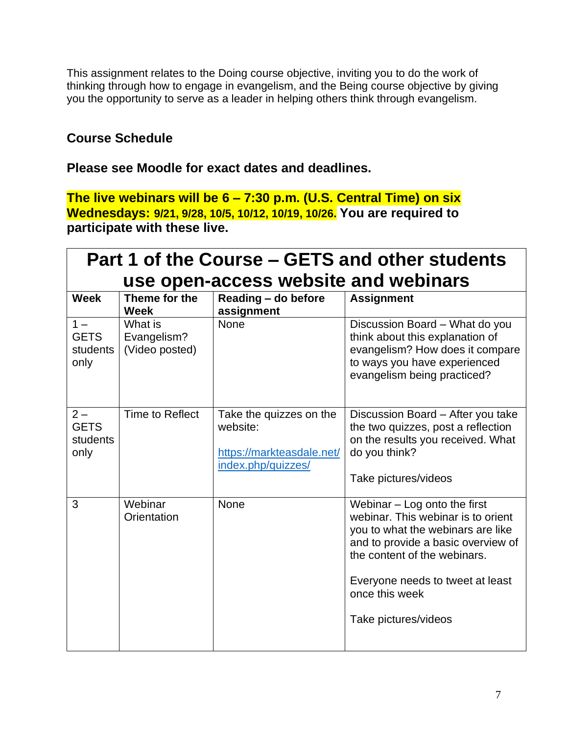This assignment relates to the Doing course objective, inviting you to do the work of thinking through how to engage in evangelism, and the Being course objective by giving you the opportunity to serve as a leader in helping others think through evangelism.

## Course Schedule

**Please see Moodle for exact dates and deadlines.**

**The live webinars will be 6 – 7:30 p.m. (U.S. Central Time) on six Wednesdays: 9/21, 9/28, 10/5, 10/12, 10/19, 10/26. You are required to participate with these live.**

| **Part 1 of the Course – GETS and other students use open-access website and webinars** | | | |
|---|---|---|---|
| **Week** | **Theme for the Week** | **Reading – do before assignment** | **Assignment** |
| 1 – GETS students only | What is Evangelism? (Video posted) | None | Discussion Board – What do you think about this explanation of evangelism? How does it compare to ways you have experienced evangelism being practiced? |
| 2 – GETS students only | Time to Reflect | Take the quizzes on the website:<br><br>[https://markteasdale.net/index.php/quizzes/](https://markteasdale.net/index.php/quizzes/) | Discussion Board – After you take the two quizzes, post a reflection on the results you received. What do you think?<br><br>Take pictures/videos |
| 3 | Webinar Orientation | None | Webinar – Log onto the first webinar. This webinar is to orient you to what the webinars are like and to provide a basic overview of the content of the webinars.<br><br>Everyone needs to tweet at least once this week<br><br>Take pictures/videos |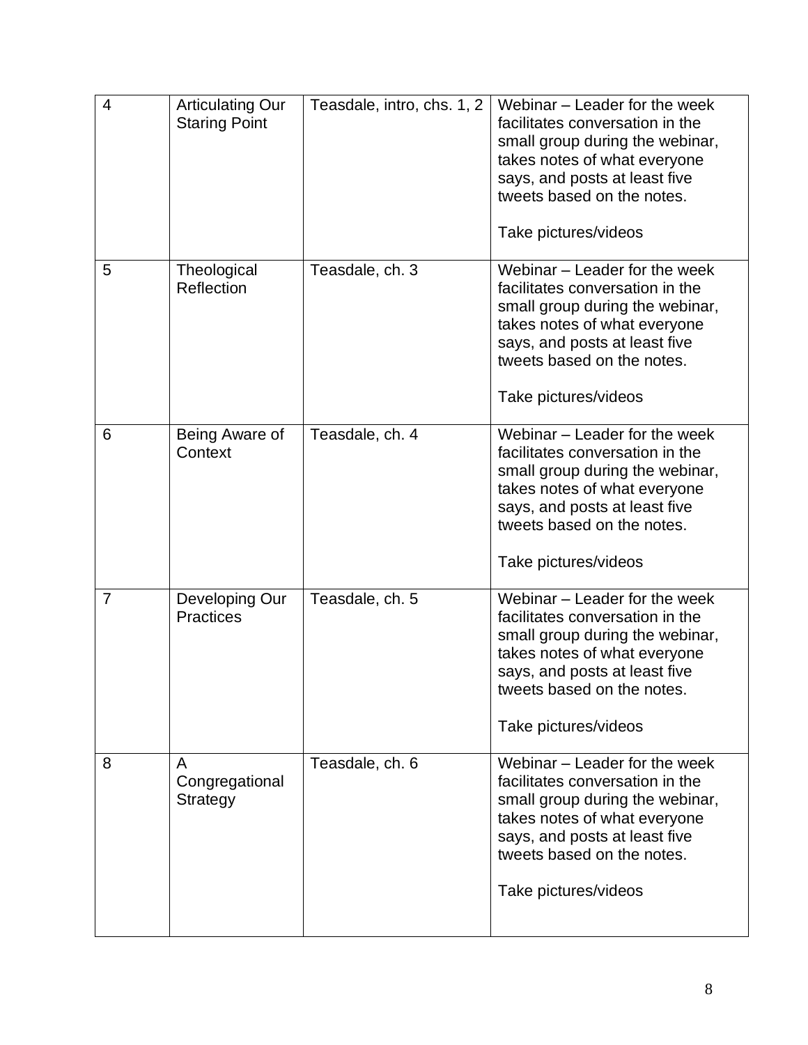| 4 | Articulating Our Staring Point | Teasdale, intro, chs. 1, 2 | Webinar – Leader for the week facilitates conversation in the small group during the webinar, takes notes of what everyone says, and posts at least five tweets based on the notes.<br><br>Take pictures/videos |
|---|---|---|---|
| 5 | Theological Reflection | Teasdale, ch. 3 | Webinar – Leader for the week facilitates conversation in the small group during the webinar, takes notes of what everyone says, and posts at least five tweets based on the notes.<br><br>Take pictures/videos |
| 6 | Being Aware of Context | Teasdale, ch. 4 | Webinar – Leader for the week facilitates conversation in the small group during the webinar, takes notes of what everyone says, and posts at least five tweets based on the notes.<br><br>Take pictures/videos |
| 7 | Developing Our Practices | Teasdale, ch. 5 | Webinar – Leader for the week facilitates conversation in the small group during the webinar, takes notes of what everyone says, and posts at least five tweets based on the notes.<br><br>Take pictures/videos |
| 8 | A Congregational Strategy | Teasdale, ch. 6 | Webinar – Leader for the week facilitates conversation in the small group during the webinar, takes notes of what everyone says, and posts at least five tweets based on the notes.<br><br>Take pictures/videos |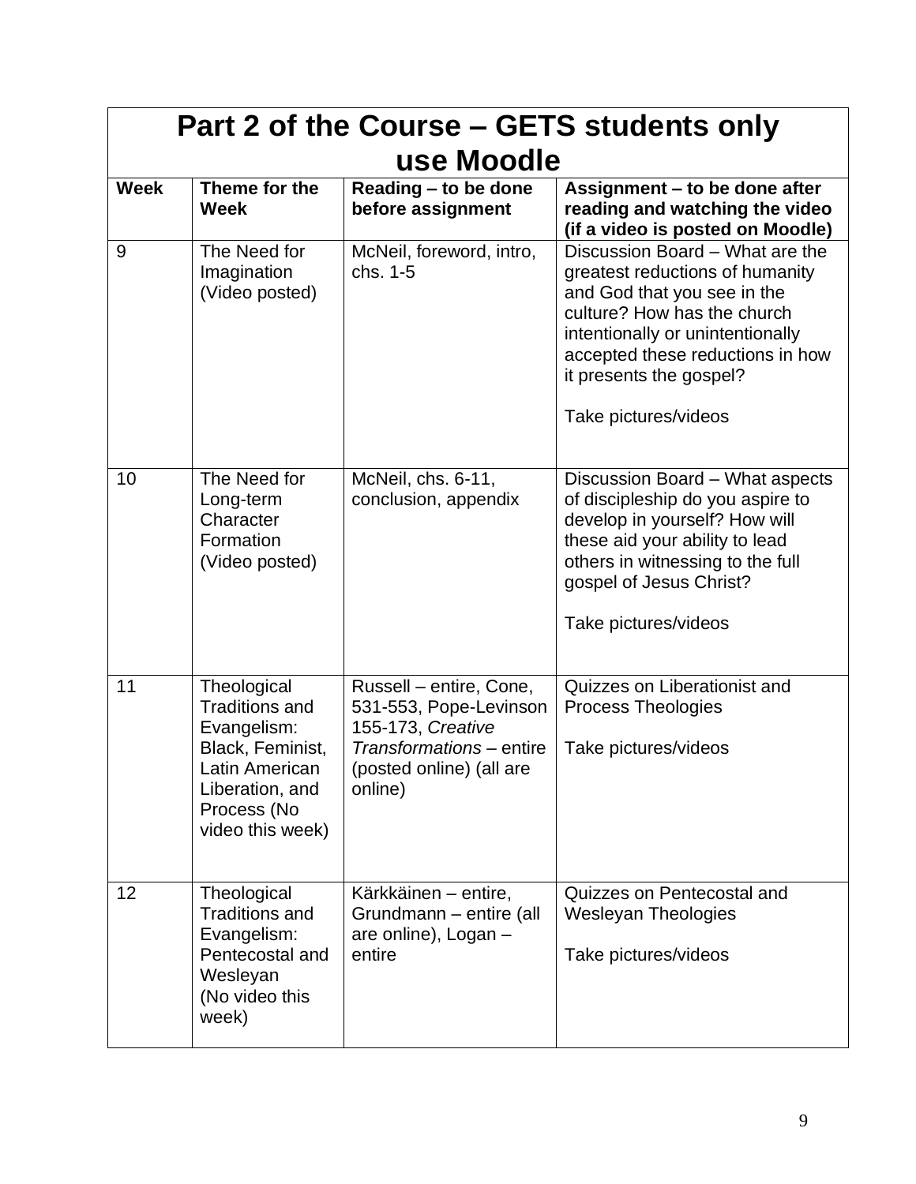| Part 2 of the Course – GETS students only use Moodle | | | |
|---|---|---|---|
| **Week** | **Theme for the Week** | **Reading – to be done before assignment** | **Assignment – to be done after reading and watching the video (if a video is posted on Moodle)** |
| 9 | The Need for Imagination (Video posted) | McNeil, foreword, intro, chs. 1-5 | Discussion Board – What are the greatest reductions of humanity and God that you see in the culture? How has the church intentionally or unintentionally accepted these reductions in how it presents the gospel?<br><br>Take pictures/videos |
| 10 | The Need for Long-term Character Formation (Video posted) | McNeil, chs. 6-11, conclusion, appendix | Discussion Board – What aspects of discipleship do you aspire to develop in yourself? How will these aid your ability to lead others in witnessing to the full gospel of Jesus Christ?<br><br>Take pictures/videos |
| 11 | Theological Traditions and Evangelism: Black, Feminist, Latin American Liberation, and Process (No video this week) | Russell – entire, Cone, 531-553, Pope-Levinson 155-173, *Creative Transformations* – entire (posted online) (all are online) | Quizzes on Liberationist and Process Theologies<br><br>Take pictures/videos |
| 12 | Theological Traditions and Evangelism: Pentecostal and Wesleyan (No video this week) | Kärkkäinen – entire, Grundmann – entire (all are online), Logan – entire | Quizzes on Pentecostal and Wesleyan Theologies<br><br>Take pictures/videos |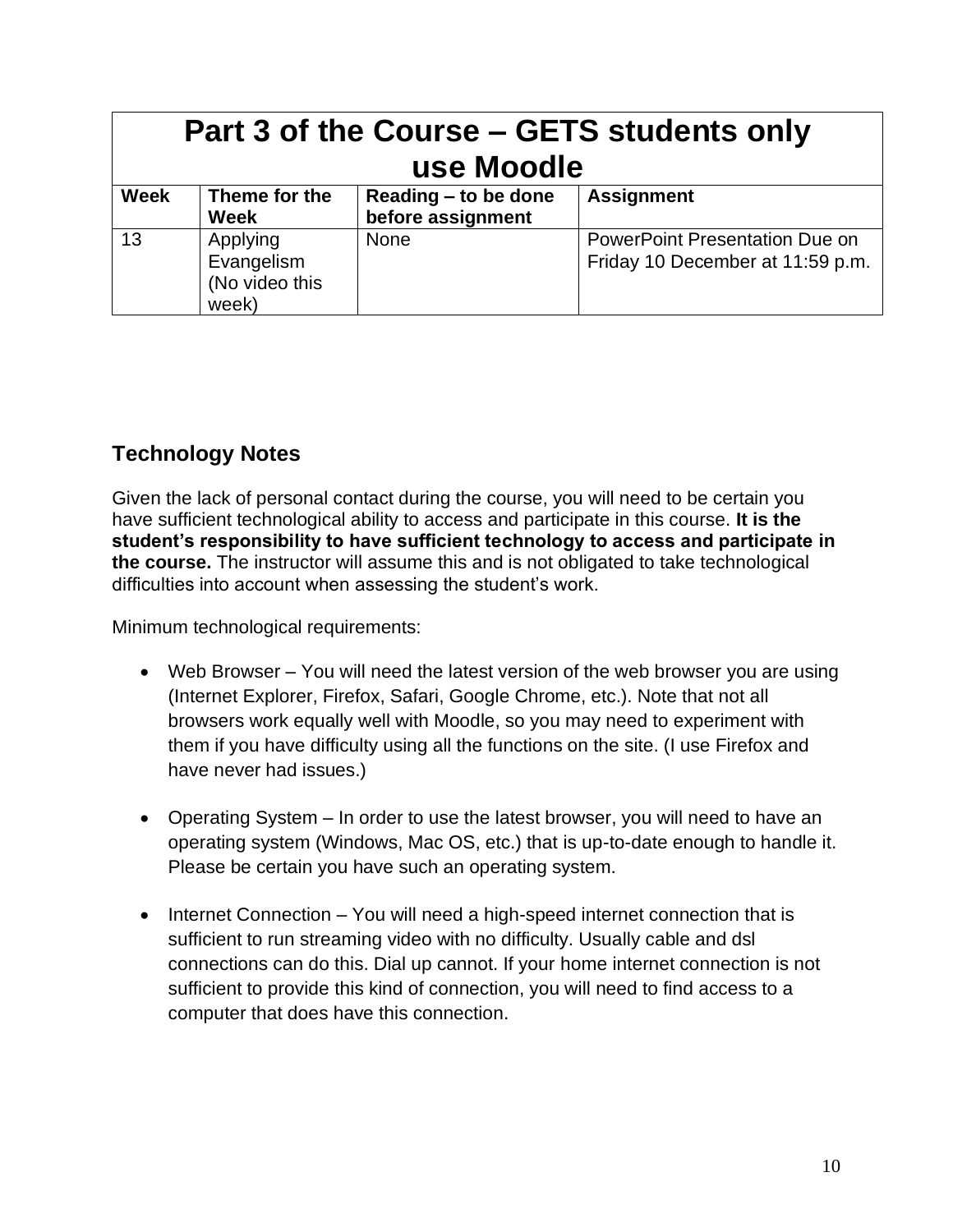| **Part 3 of the Course – GETS students only use Moodle** | | | |
|---|---|---|---|
| **Week** | **Theme for the Week** | **Reading – to be done before assignment** | **Assignment** |
| 13 | Applying Evangelism (No video this week) | None | PowerPoint Presentation Due on Friday 10 December at 11:59 p.m. |

## Technology Notes

Given the lack of personal contact during the course, you will need to be certain you have sufficient technological ability to access and participate in this course. **It is the student's responsibility to have sufficient technology to access and participate in the course.** The instructor will assume this and is not obligated to take technological difficulties into account when assessing the student's work.

Minimum technological requirements:

- Web Browser – You will need the latest version of the web browser you are using (Internet Explorer, Firefox, Safari, Google Chrome, etc.). Note that not all browsers work equally well with Moodle, so you may need to experiment with them if you have difficulty using all the functions on the site. (I use Firefox and have never had issues.)

- Operating System – In order to use the latest browser, you will need to have an operating system (Windows, Mac OS, etc.) that is up-to-date enough to handle it. Please be certain you have such an operating system.

- Internet Connection – You will need a high-speed internet connection that is sufficient to run streaming video with no difficulty. Usually cable and dsl connections can do this. Dial up cannot. If your home internet connection is not sufficient to provide this kind of connection, you will need to find access to a computer that does have this connection.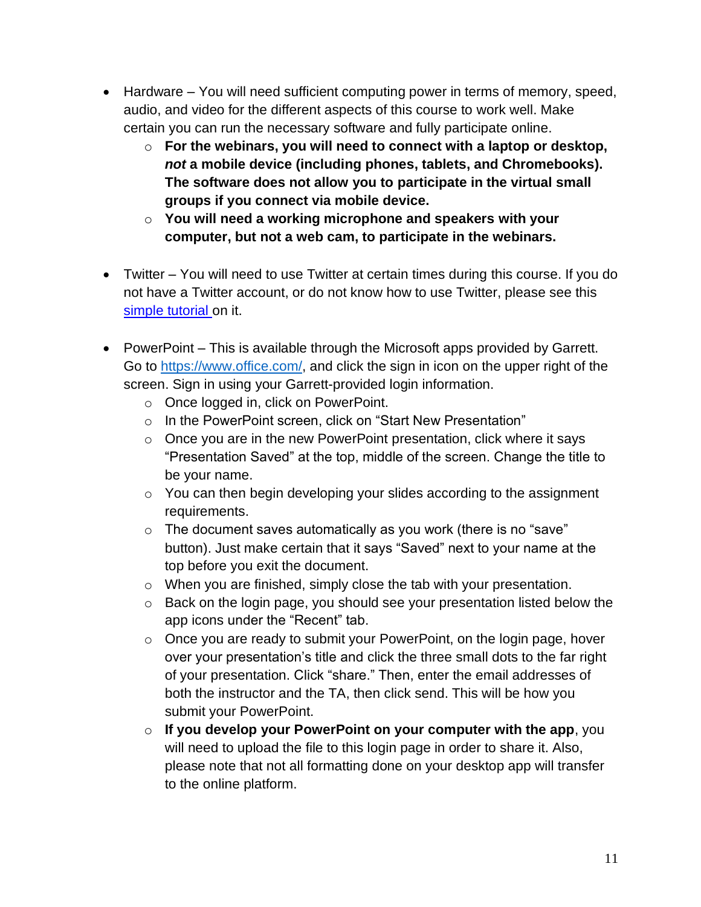- Hardware – You will need sufficient computing power in terms of memory, speed, audio, and video for the different aspects of this course to work well. Make certain you can run the necessary software and fully participate online.
  - **For the webinars, you will need to connect with a laptop or desktop, *not* a mobile device (including phones, tablets, and Chromebooks). The software does not allow you to participate in the virtual small groups if you connect via mobile device.**
  - **You will need a working microphone and speakers with your computer, but not a web cam, to participate in the webinars.**

- Twitter – You will need to use Twitter at certain times during this course. If you do not have a Twitter account, or do not know how to use Twitter, please see this simple tutorial on it.

- PowerPoint – This is available through the Microsoft apps provided by Garrett. Go to https://www.office.com/, and click the sign in icon on the upper right of the screen. Sign in using your Garrett-provided login information.
  - Once logged in, click on PowerPoint.
  - In the PowerPoint screen, click on "Start New Presentation"
  - Once you are in the new PowerPoint presentation, click where it says "Presentation Saved" at the top, middle of the screen. Change the title to be your name.
  - You can then begin developing your slides according to the assignment requirements.
  - The document saves automatically as you work (there is no "save" button). Just make certain that it says "Saved" next to your name at the top before you exit the document.
  - When you are finished, simply close the tab with your presentation.
  - Back on the login page, you should see your presentation listed below the app icons under the "Recent" tab.
  - Once you are ready to submit your PowerPoint, on the login page, hover over your presentation's title and click the three small dots to the far right of your presentation. Click "share." Then, enter the email addresses of both the instructor and the TA, then click send. This will be how you submit your PowerPoint.
  - **If you develop your PowerPoint on your computer with the app**, you will need to upload the file to this login page in order to share it. Also, please note that not all formatting done on your desktop app will transfer to the online platform.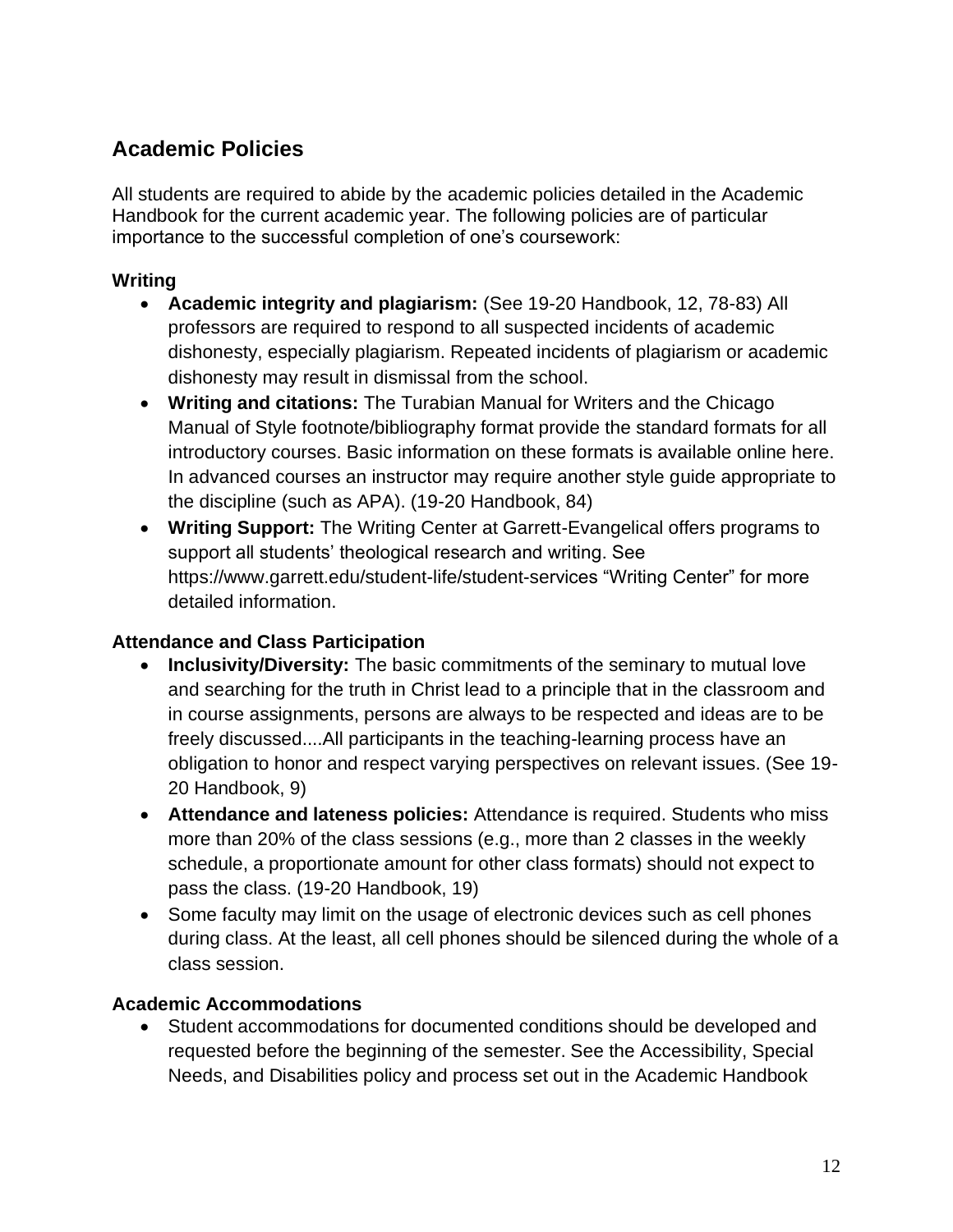## Academic Policies

All students are required to abide by the academic policies detailed in the Academic Handbook for the current academic year. The following policies are of particular importance to the successful completion of one's coursework:

### Writing

- **Academic integrity and plagiarism:** (See 19-20 Handbook, 12, 78-83) All professors are required to respond to all suspected incidents of academic dishonesty, especially plagiarism. Repeated incidents of plagiarism or academic dishonesty may result in dismissal from the school.
- **Writing and citations:** The Turabian Manual for Writers and the Chicago Manual of Style footnote/bibliography format provide the standard formats for all introductory courses. Basic information on these formats is available online here. In advanced courses an instructor may require another style guide appropriate to the discipline (such as APA). (19-20 Handbook, 84)
- **Writing Support:** The Writing Center at Garrett-Evangelical offers programs to support all students' theological research and writing. See https://www.garrett.edu/student-life/student-services "Writing Center" for more detailed information.

### Attendance and Class Participation

- **Inclusivity/Diversity:** The basic commitments of the seminary to mutual love and searching for the truth in Christ lead to a principle that in the classroom and in course assignments, persons are always to be respected and ideas are to be freely discussed....All participants in the teaching-learning process have an obligation to honor and respect varying perspectives on relevant issues. (See 19-20 Handbook, 9)
- **Attendance and lateness policies:** Attendance is required. Students who miss more than 20% of the class sessions (e.g., more than 2 classes in the weekly schedule, a proportionate amount for other class formats) should not expect to pass the class. (19-20 Handbook, 19)
- Some faculty may limit on the usage of electronic devices such as cell phones during class. At the least, all cell phones should be silenced during the whole of a class session.

### Academic Accommodations

- Student accommodations for documented conditions should be developed and requested before the beginning of the semester. See the Accessibility, Special Needs, and Disabilities policy and process set out in the Academic Handbook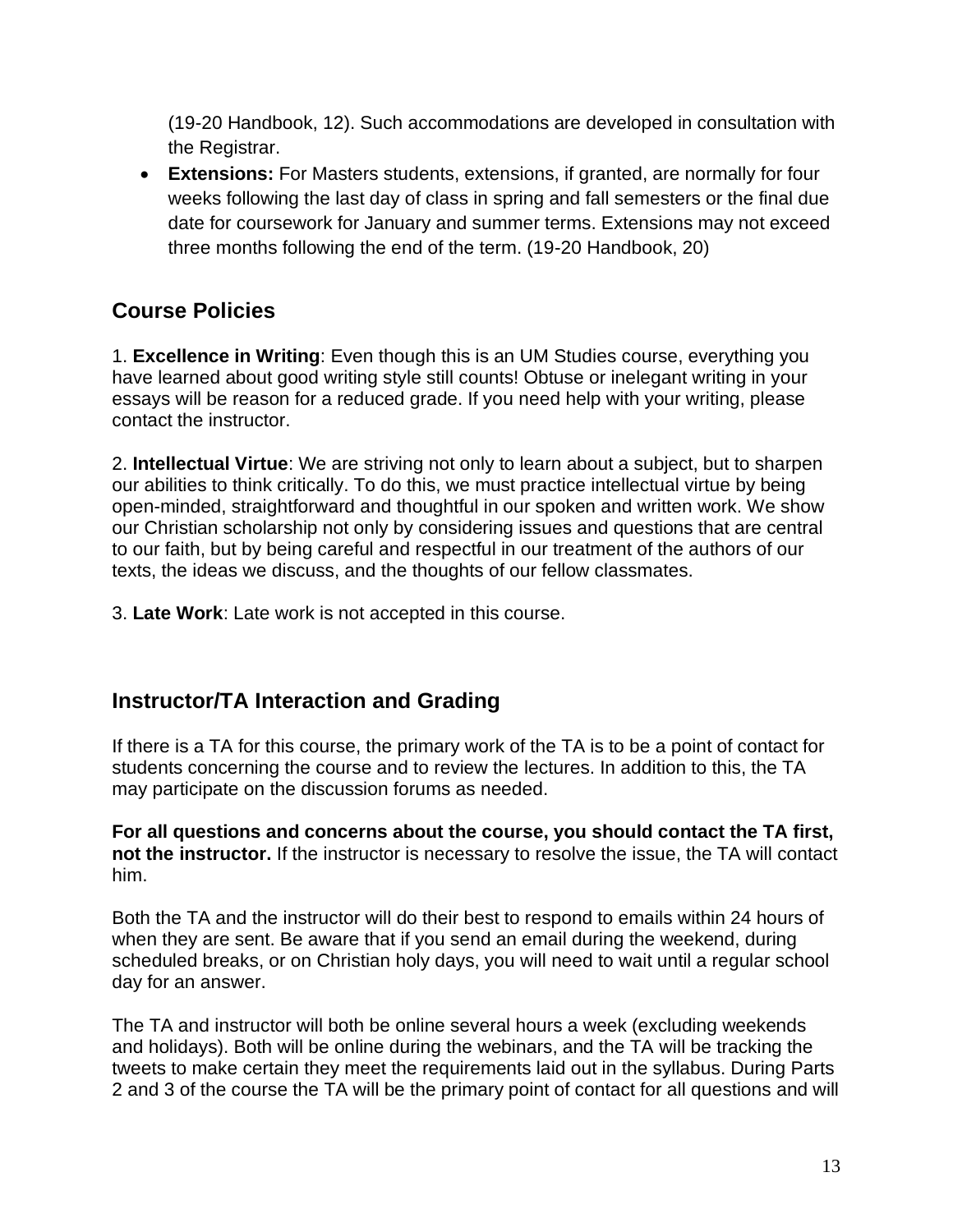(19-20 Handbook, 12). Such accommodations are developed in consultation with the Registrar.

- **Extensions:** For Masters students, extensions, if granted, are normally for four weeks following the last day of class in spring and fall semesters or the final due date for coursework for January and summer terms. Extensions may not exceed three months following the end of the term. (19-20 Handbook, 20)

## Course Policies

1. **Excellence in Writing**: Even though this is an UM Studies course, everything you have learned about good writing style still counts! Obtuse or inelegant writing in your essays will be reason for a reduced grade. If you need help with your writing, please contact the instructor.

2. **Intellectual Virtue**: We are striving not only to learn about a subject, but to sharpen our abilities to think critically. To do this, we must practice intellectual virtue by being open-minded, straightforward and thoughtful in our spoken and written work. We show our Christian scholarship not only by considering issues and questions that are central to our faith, but by being careful and respectful in our treatment of the authors of our texts, the ideas we discuss, and the thoughts of our fellow classmates.

3. **Late Work**: Late work is not accepted in this course.

## Instructor/TA Interaction and Grading

If there is a TA for this course, the primary work of the TA is to be a point of contact for students concerning the course and to review the lectures. In addition to this, the TA may participate on the discussion forums as needed.

**For all questions and concerns about the course, you should contact the TA first, not the instructor.** If the instructor is necessary to resolve the issue, the TA will contact him.

Both the TA and the instructor will do their best to respond to emails within 24 hours of when they are sent. Be aware that if you send an email during the weekend, during scheduled breaks, or on Christian holy days, you will need to wait until a regular school day for an answer.

The TA and instructor will both be online several hours a week (excluding weekends and holidays). Both will be online during the webinars, and the TA will be tracking the tweets to make certain they meet the requirements laid out in the syllabus. During Parts 2 and 3 of the course the TA will be the primary point of contact for all questions and will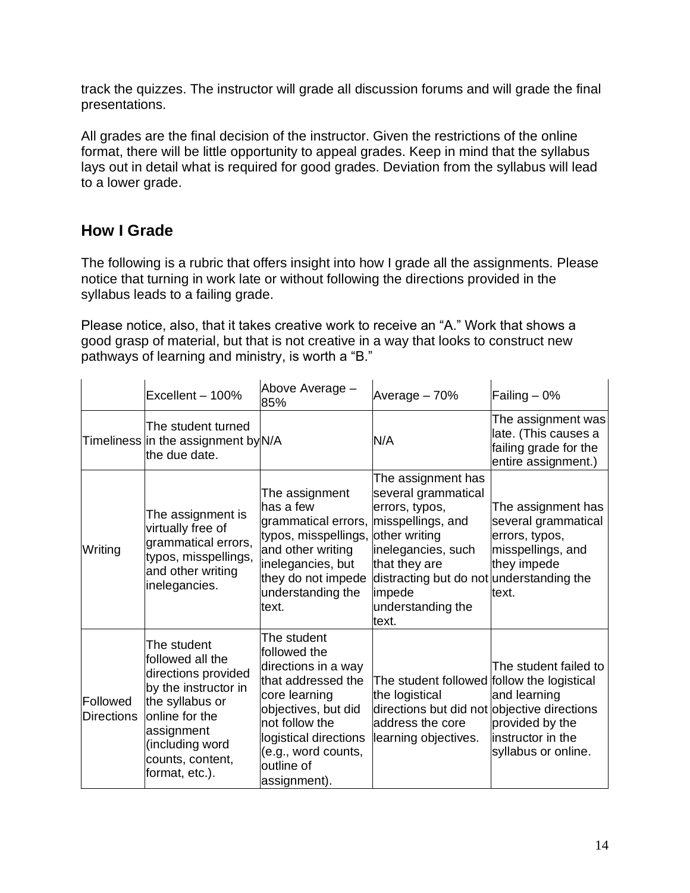track the quizzes. The instructor will grade all discussion forums and will grade the final presentations.

All grades are the final decision of the instructor. Given the restrictions of the online format, there will be little opportunity to appeal grades. Keep in mind that the syllabus lays out in detail what is required for good grades. Deviation from the syllabus will lead to a lower grade.

## How I Grade

The following is a rubric that offers insight into how I grade all the assignments. Please notice that turning in work late or without following the directions provided in the syllabus leads to a failing grade.

Please notice, also, that it takes creative work to receive an "A." Work that shows a good grasp of material, but that is not creative in a way that looks to construct new pathways of learning and ministry, is worth a "B."

| | Excellent – 100% | Above Average – 85% | Average – 70% | Failing – 0% |
|---|---|---|---|---|
| Timeliness | The student turned in the assignment by the due date. | N/A | N/A | The assignment was late. (This causes a failing grade for the entire assignment.) |
| Writing | The assignment is virtually free of grammatical errors, typos, misspellings, and other writing inelegancies. | The assignment has a few grammatical errors, typos, misspellings, and other writing inelegancies, but they do not impede understanding the text. | The assignment has several grammatical errors, typos, misspellings, and other writing inelegancies, such that they are distracting but do not impede understanding the text. | The assignment has several grammatical errors, typos, misspellings, and they impede understanding the text. |
| Followed Directions | The student followed all the directions provided by the instructor in the syllabus or online for the assignment (including word counts, content, format, etc.). | The student followed the directions in a way that addressed the core learning objectives, but did not follow the logistical directions (e.g., word counts, outline of assignment). | The student followed the logistical directions but did not address the core learning objectives. | The student failed to follow the logistical and learning objective directions provided by the instructor in the syllabus or online. |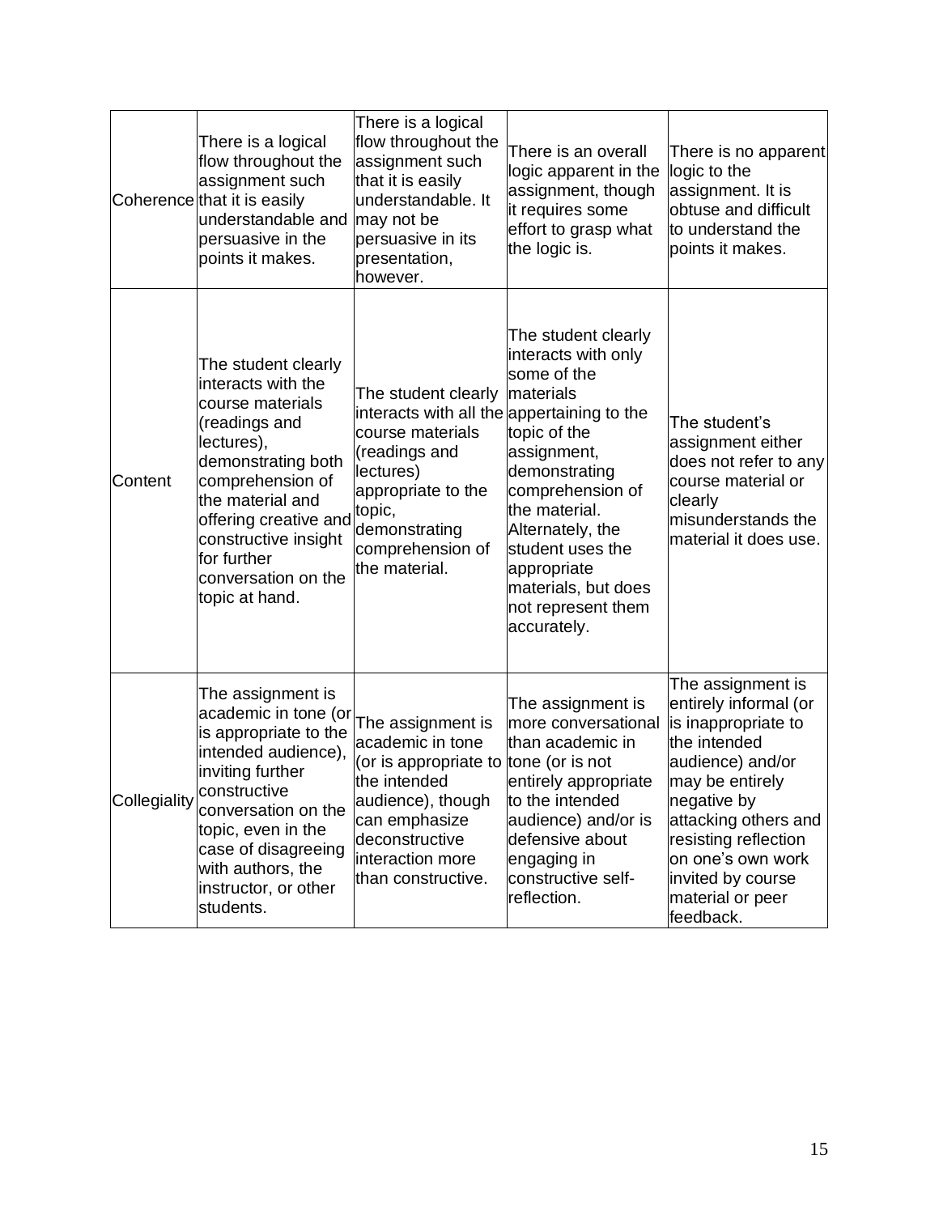| | | | | |
|---|---|---|---|---|
| Coherence | There is a logical flow throughout the assignment such that it is easily understandable and persuasive in the points it makes. | There is a logical flow throughout the assignment such that it is easily understandable. It may not be persuasive in its presentation, however. | There is an overall logic apparent in the assignment, though it requires some effort to grasp what the logic is. | There is no apparent logic to the assignment. It is obtuse and difficult to understand the points it makes. |
| Content | The student clearly interacts with the course materials (readings and lectures), demonstrating both comprehension of the material and offering creative and constructive insight for further conversation on the topic at hand. | The student clearly interacts with all the course materials (readings and lectures) appropriate to the topic, demonstrating comprehension of the material. | The student clearly interacts with only some of the materials appertaining to the topic of the assignment, demonstrating comprehension of the material. Alternately, the student uses the appropriate materials, but does not represent them accurately. | The student's assignment either does not refer to any course material or clearly misunderstands the material it does use. |
| Collegiality | The assignment is academic in tone (or is appropriate to the intended audience), inviting further constructive conversation on the topic, even in the case of disagreeing with authors, the instructor, or other students. | The assignment is academic in tone (or is appropriate to the intended audience), though can emphasize deconstructive interaction more than constructive. | The assignment is more conversational than academic in tone (or is not entirely appropriate to the intended audience) and/or is defensive about engaging in constructive self-reflection. | The assignment is entirely informal (or is inappropriate to the intended audience) and/or may be entirely negative by attacking others and resisting reflection on one's own work invited by course material or peer feedback. |